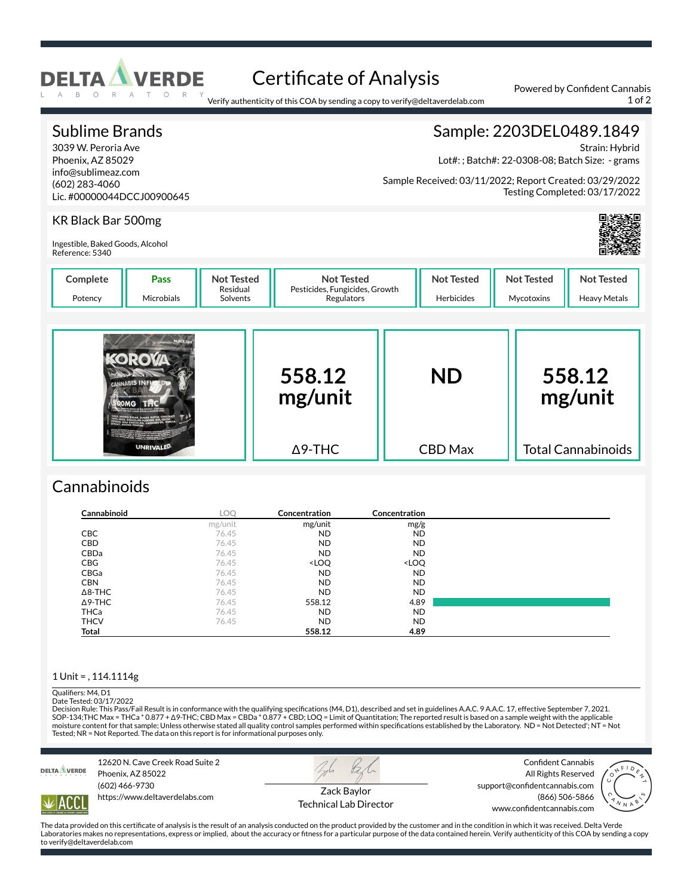# Certificate of Analysis

DELTA VERDE LABORATORY

Verify authenticity of this COA by sending a copy to verify@deltaverdelab.com

Powered by Confident Cannabis

## Sublime Brands

3039 W. Peroria Ave
Phoenix, AZ 85029
info@sublimeaz.com
(602) 283-4060
Lic. #00000044DCCJ00900645

## Sample: 2203DEL0489.1849

Strain: Hybrid
Lot#: ; Batch#: 22-0308-08; Batch Size: - grams
Sample Received: 03/11/2022; Report Created: 03/29/2022
Testing Completed: 03/17/2022

### KR Black Bar 500mg

Ingestible, Baked Goods, Alcohol
Reference: 5340

| Complete | Pass | Not Tested | Not Tested | Not Tested | Not Tested | Not Tested |
|---|---|---|---|---|---|---|
| Potency | Microbials | Residual Solvents | Pesticides, Fungicides, Growth Regulators | Herbicides | Mycotoxins | Heavy Metals |

| 558.12 mg/unit | ND | 558.12 mg/unit |
|---|---|---|
| Δ9-THC | CBD Max | Total Cannabinoids |

## Cannabinoids

| Cannabinoid | LOQ | Concentration | Concentration |
|---|---|---|---|
| | mg/unit | mg/unit | mg/g |
| CBC | 76.45 | ND | ND |
| CBD | 76.45 | ND | ND |
| CBDa | 76.45 | ND | ND |
| CBG | 76.45 | <LOQ | <LOQ |
| CBGa | 76.45 | ND | ND |
| CBN | 76.45 | ND | ND |
| Δ8-THC | 76.45 | ND | ND |
| Δ9-THC | 76.45 | 558.12 | 4.89 |
| THCa | 76.45 | ND | ND |
| THCV | 76.45 | ND | ND |
| **Total** | | **558.12** | **4.89** |

1 Unit = , 114.1114g

Qualifiers: M4, D1
Date Tested: 03/17/2022
Decision Rule: This Pass/Fail Result is in conformance with the qualifying specifications (M4, D1), described and set in guidelines A.A.C. 9 A.A.C. 17, effective September 7, 2021. SOP-134;THC Max = THCa * 0.877 + Δ9-THC; CBD Max = CBDa * 0.877 + CBD; LOQ = Limit of Quantitation; The reported result is based on a sample weight with the applicable moisture content for that sample; Unless otherwise stated all quality control samples performed within specifications established by the Laboratory. ND = Not Detected'; NT = Not Tested; NR = Not Reported. The data on this report is for informational purposes only.

12620 N. Cave Creek Road Suite 2
Phoenix, AZ 85022
(602) 466-9730
https://www.deltaverdelabs.com

Zack Baylor
Technical Lab Director

Confident Cannabis
All Rights Reserved
support@confidentcannabis.com
(866) 506-5866
www.confidentcannabis.com

The data provided on this certificate of analysis is the result of an analysis conducted on the product provided by the customer and in the condition in which it was received. Delta Verde Laboratories makes no representations, express or implied, about the accuracy or fitness for a particular purpose of the data contained herein. Verify authenticity of this COA by sending a copy to verify@deltaverdelab.com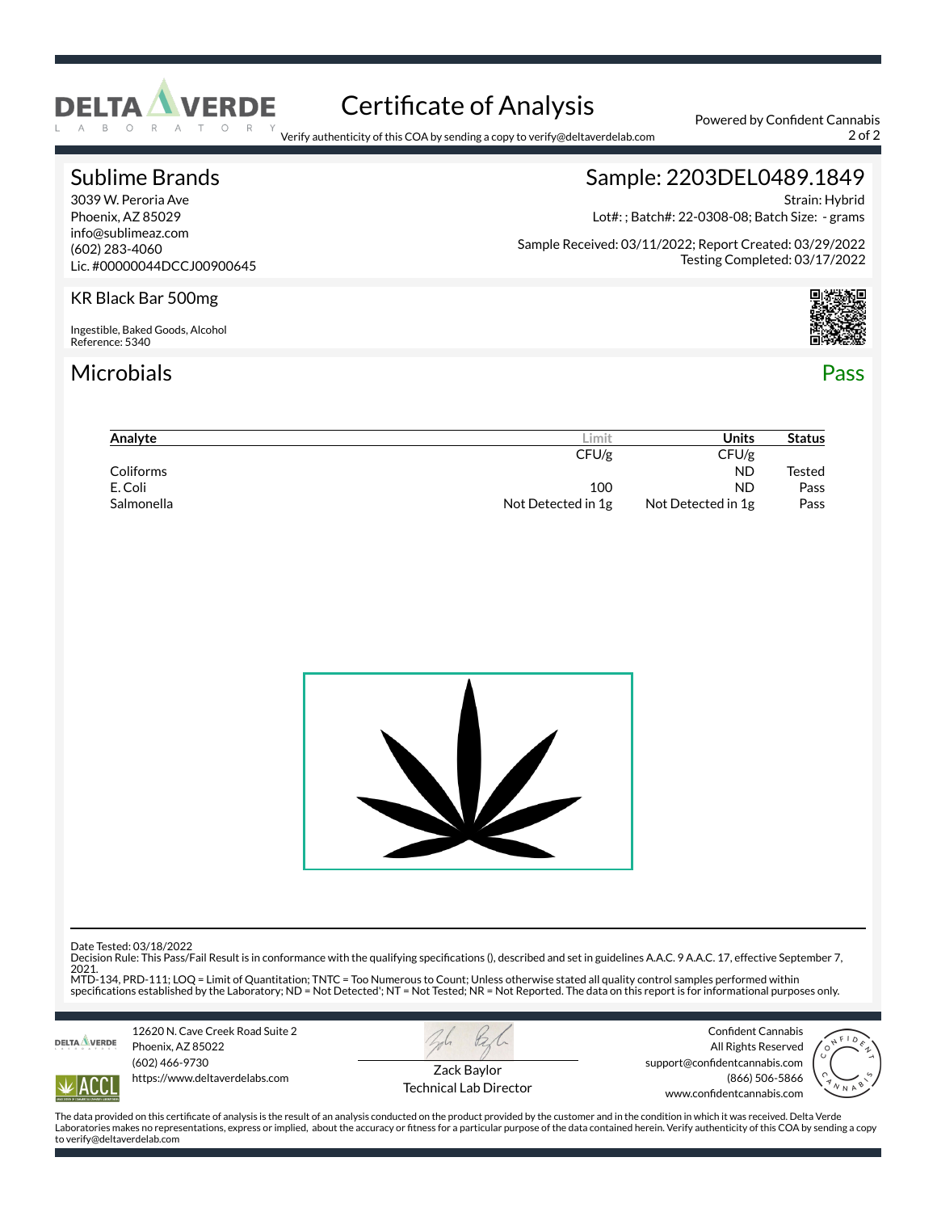# Certificate of Analysis

Verify authenticity of this COA by sending a copy to verify@deltaverdelab.com

Powered by Confident Cannabis

## Sublime Brands

3039 W. Peroria Ave
Phoenix, AZ 85029
info@sublimeaz.com
(602) 283-4060
Lic. #00000044DCCJ00900645

## Sample: 2203DEL0489.1849

Strain: Hybrid
Lot#: ; Batch#: 22-0308-08; Batch Size: - grams
Sample Received: 03/11/2022; Report Created: 03/29/2022
Testing Completed: 03/17/2022

### KR Black Bar 500mg

Ingestible, Baked Goods, Alcohol
Reference: 5340

## Microbials

**Pass**

| Analyte | Limit | Units | Status |
|---|---|---|---|
| | CFU/g | CFU/g | |
| Coliforms | | ND | Tested |
| E. Coli | 100 | ND | Pass |
| Salmonella | Not Detected in 1g | Not Detected in 1g | Pass |

Date Tested: 03/18/2022
Decision Rule: This Pass/Fail Result is in conformance with the qualifying specifications (), described and set in guidelines A.A.C. 9 A.A.C. 17, effective September 7, 2021.
MTD-134, PRD-111; LOQ = Limit of Quantitation; TNTC = Too Numerous to Count; Unless otherwise stated all quality control samples performed within specifications established by the Laboratory; ND = Not Detected'; NT = Not Tested; NR = Not Reported. The data on this report is for informational purposes only.

12620 N. Cave Creek Road Suite 2
Phoenix, AZ 85022
(602) 466-9730
https://www.deltaverdelabs.com

Zack Baylor
Technical Lab Director

Confident Cannabis
All Rights Reserved
support@confidentcannabis.com
(866) 506-5866
www.confidentcannabis.com

The data provided on this certificate of analysis is the result of an analysis conducted on the product provided by the customer and in the condition in which it was received. Delta Verde Laboratories makes no representations, express or implied, about the accuracy or fitness for a particular purpose of the data contained herein. Verify authenticity of this COA by sending a copy to verify@deltaverdelab.com